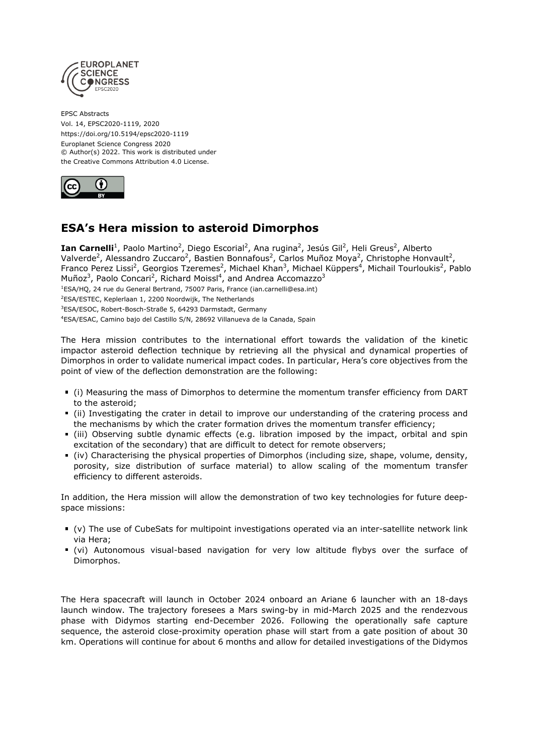EPSC Abstracts
Vol. 14, EPSC2020-1119, 2020
https://doi.org/10.5194/epsc2020-1119
Europlanet Science Congress 2020
© Author(s) 2022. This work is distributed under
the Creative Commons Attribution 4.0 License.

# ESA's Hera mission to asteroid Dimorphos

**Ian Carnelli**[1], Paolo Martino[2], Diego Escorial[2], Ana rugina[2], Jesús Gil[2], Heli Greus[2], Alberto Valverde[2], Alessandro Zuccaro[2], Bastien Bonnafous[2], Carlos Muñoz Moya[2], Christophe Honvault[2], Franco Perez Lissi[2], Georgios Tzeremes[2], Michael Khan[3], Michael Küppers[4], Michail Tourloukis[2], Pablo Muñoz[3], Paolo Concari[2], Richard Moissl[4], and Andrea Accomazzo[3]

[1]ESA/HQ, 24 rue du General Bertrand, 75007 Paris, France (ian.carnelli@esa.int)
[2]ESA/ESTEC, Keplerlaan 1, 2200 Noordwijk, The Netherlands
[3]ESA/ESOC, Robert-Bosch-Straße 5, 64293 Darmstadt, Germany
[4]ESA/ESAC, Camino bajo del Castillo S/N, 28692 Villanueva de la Canada, Spain

The Hera mission contributes to the international effort towards the validation of the kinetic impactor asteroid deflection technique by retrieving all the physical and dynamical properties of Dimorphos in order to validate numerical impact codes. In particular, Hera's core objectives from the point of view of the deflection demonstration are the following:

- (i) Measuring the mass of Dimorphos to determine the momentum transfer efficiency from DART to the asteroid;
- (ii) Investigating the crater in detail to improve our understanding of the cratering process and the mechanisms by which the crater formation drives the momentum transfer efficiency;
- (iii) Observing subtle dynamic effects (e.g. libration imposed by the impact, orbital and spin excitation of the secondary) that are difficult to detect for remote observers;
- (iv) Characterising the physical properties of Dimorphos (including size, shape, volume, density, porosity, size distribution of surface material) to allow scaling of the momentum transfer efficiency to different asteroids.

In addition, the Hera mission will allow the demonstration of two key technologies for future deep-space missions:

- (v) The use of CubeSats for multipoint investigations operated via an inter-satellite network link via Hera;
- (vi) Autonomous visual-based navigation for very low altitude flybys over the surface of Dimorphos.

The Hera spacecraft will launch in October 2024 onboard an Ariane 6 launcher with an 18-days launch window. The trajectory foresees a Mars swing-by in mid-March 2025 and the rendezvous phase with Didymos starting end-December 2026. Following the operationally safe capture sequence, the asteroid close-proximity operation phase will start from a gate position of about 30 km. Operations will continue for about 6 months and allow for detailed investigations of the Didymos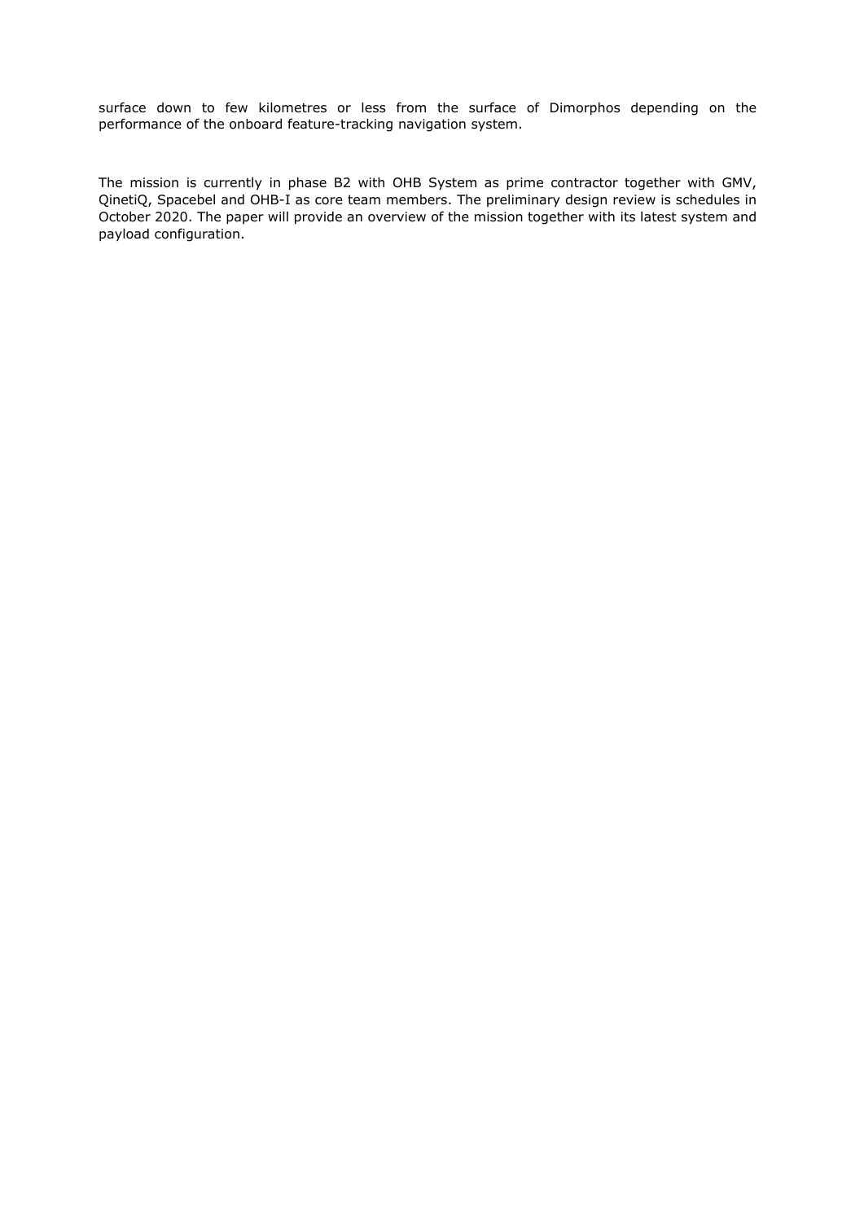surface down to few kilometres or less from the surface of Dimorphos depending on the performance of the onboard feature-tracking navigation system.

The mission is currently in phase B2 with OHB System as prime contractor together with GMV, QinetiQ, Spacebel and OHB-I as core team members. The preliminary design review is schedules in October 2020. The paper will provide an overview of the mission together with its latest system and payload configuration.